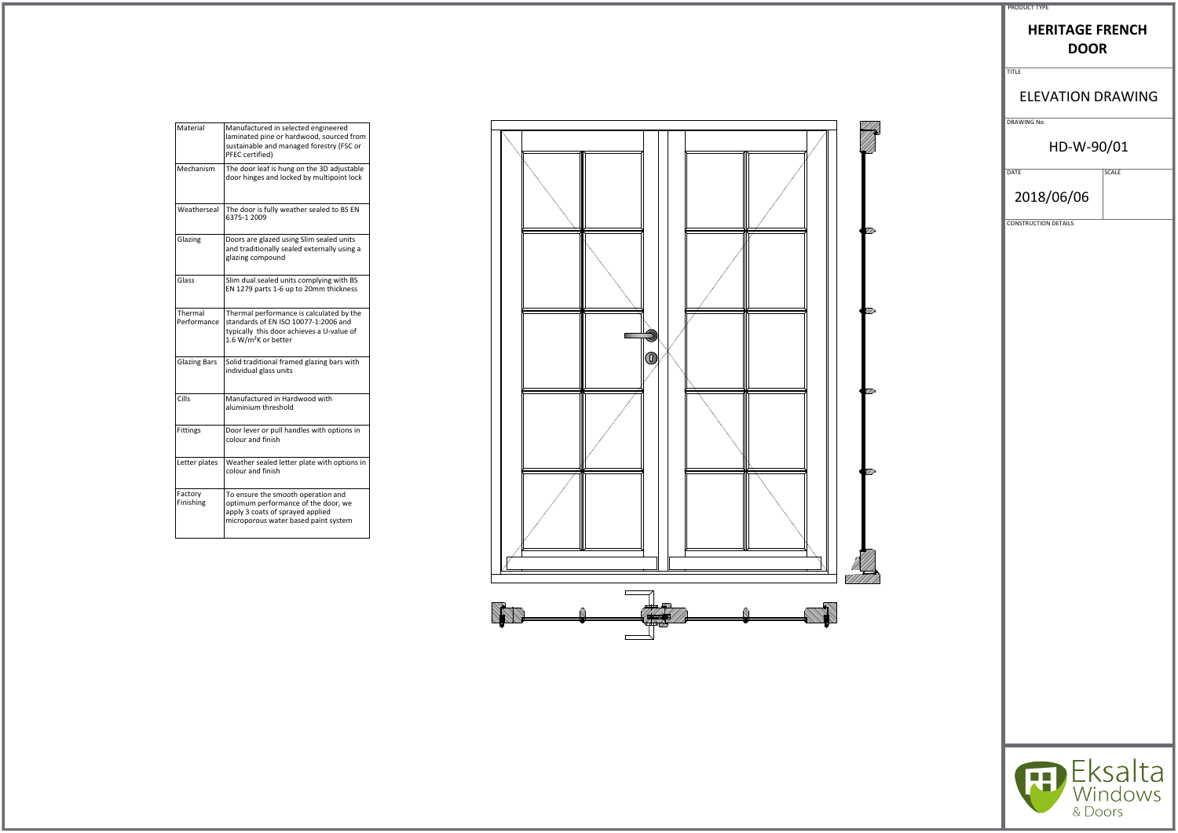PRODUCT TYPE

# HERITAGE FRENCH DOOR

TITLE

## ELEVATION DRAWING

DRAWING No.

HD-W-90/01

DATE

2018/06/06

SCALE

CONSTRUCTION DETAILS

| Material | Manufactured in selected engineered laminated pine or hardwood, sourced from sustainable and managed forestry (FSC or PFEC certified) |
|---|---|
| Mechanism | The door leaf is hung on the 3D adjustable door hinges and locked by multipoint lock |
| Weatherseal | The door is fully weather sealed to BS EN 6375-1 2009 |
| Glazing | Doors are glazed using Slim sealed units and traditionally sealed externally using a glazing compound |
| Glass | Slim dual sealed units complying with BS EN 1279 parts 1-6 up to 20mm thickness |
| Thermal Performance | Thermal performance is calculated by the standards of EN ISO 10077-1:2006 and typically this door achieves a U-value of 1.6 $W/m^2K$ or better |
| Glazing Bars | Solid traditional framed glazing bars with individual glass units |
| Cills | Manufactured in Hardwood with aluminium threshold |
| Fittings | Door lever or pull handles with options in colour and finish |
| Letter plates | Weather sealed letter plate with options in colour and finish |
| Factory Finishing | To ensure the smooth operation and optimum performance of the door, we apply 3 coats of sprayed applied microporous water based paint system |

Eksalta Windows & Doors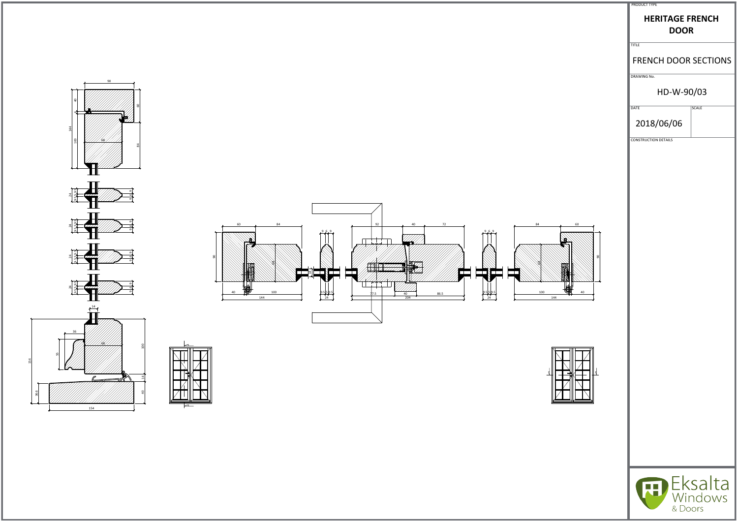PRODUCT TYPE

**HERITAGE FRENCH DOOR**

TITLE

FRENCH DOOR SECTIONS

DRAWING No.

HD-W-90/03

| DATE | SCALE |
| --- | --- |
| 2018/06/06 | |

CONSTRUCTION DETAILS

Eksalta Windows & Doors